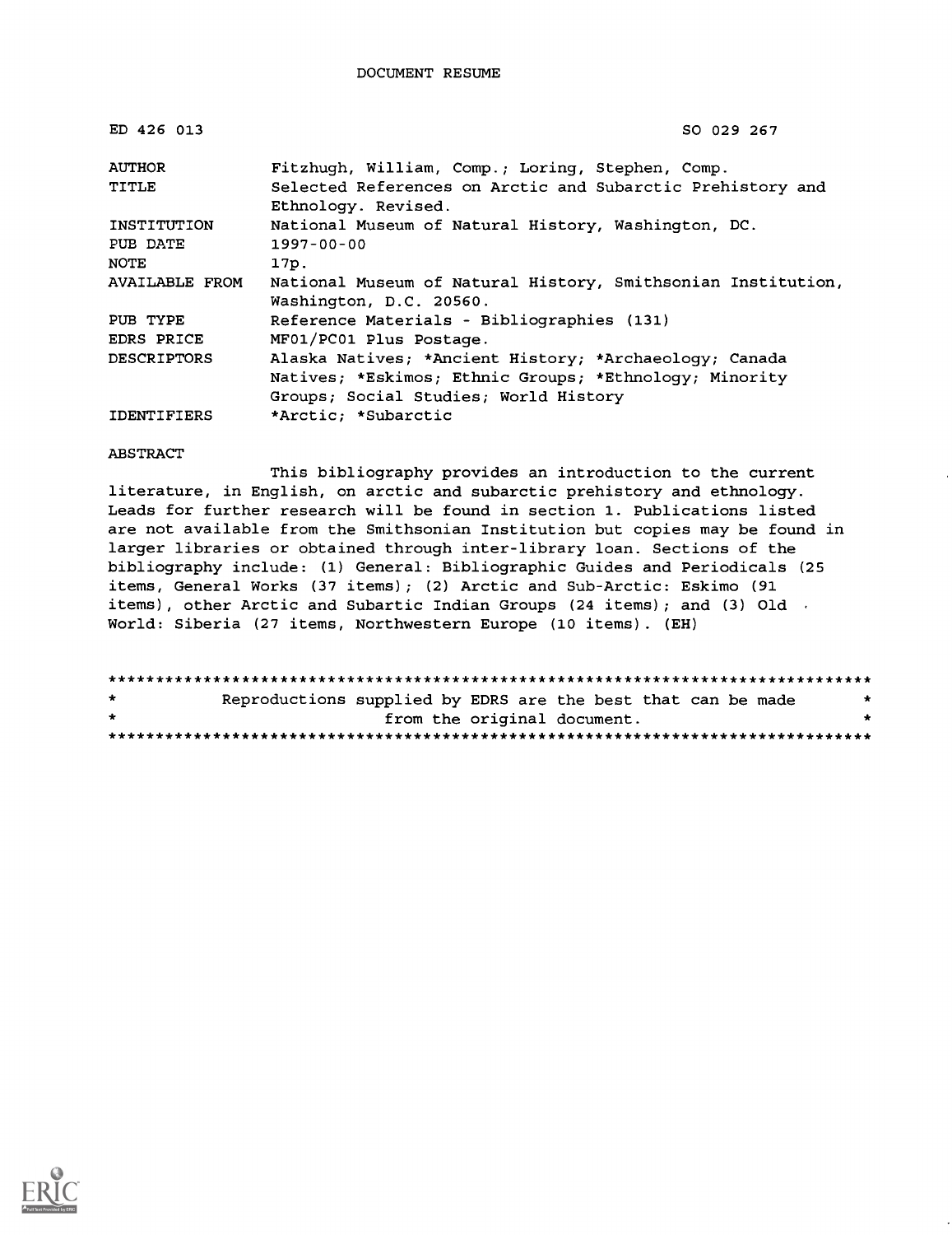# DOCUMENT RESUME

| | |
|---|---|
| ED 426 013 | SO 029 267 |
| AUTHOR | Fitzhugh, William, Comp.; Loring, Stephen, Comp. |
| TITLE | Selected References on Arctic and Subarctic Prehistory and Ethnology. Revised. |
| INSTITUTION | National Museum of Natural History, Washington, DC. |
| PUB DATE | 1997-00-00 |
| NOTE | 17p. |
| AVAILABLE FROM | National Museum of Natural History, Smithsonian Institution, Washington, D.C. 20560. |
| PUB TYPE | Reference Materials - Bibliographies (131) |
| EDRS PRICE | MF01/PC01 Plus Postage. |
| DESCRIPTORS | Alaska Natives; *Ancient History; *Archaeology; Canada Natives; *Eskimos; Ethnic Groups; *Ethnology; Minority Groups; Social Studies; World History |
| IDENTIFIERS | *Arctic; *Subarctic |

## ABSTRACT

This bibliography provides an introduction to the current literature, in English, on arctic and subarctic prehistory and ethnology. Leads for further research will be found in section 1. Publications listed are not available from the Smithsonian Institution but copies may be found in larger libraries or obtained through inter-library loan. Sections of the bibliography include: (1) General: Bibliographic Guides and Periodicals (25 items, General Works (37 items); (2) Arctic and Sub-Arctic: Eskimo (91 items), other Arctic and Subartic Indian Groups (24 items); and (3) Old World: Siberia (27 items, Northwestern Europe (10 items). (EH)

********************************************************************************
* Reproductions supplied by EDRS are the best that can be made *
* from the original document. *
********************************************************************************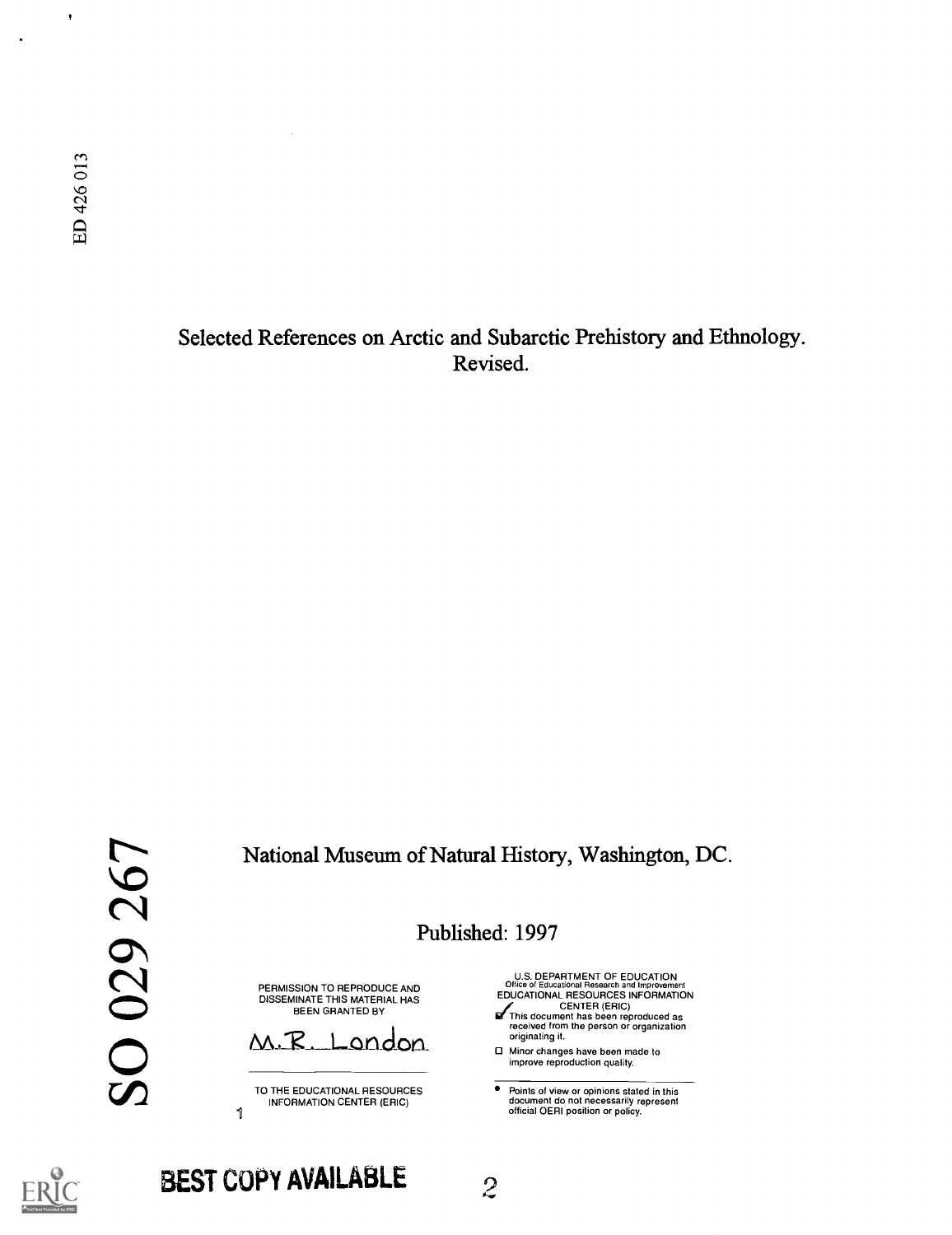ED 426 013

Selected References on Arctic and Subarctic Prehistory and Ethnology. Revised.

SO 029 267

National Museum of Natural History, Washington, DC.

Published: 1997

PERMISSION TO REPRODUCE AND DISSEMINATE THIS MATERIAL HAS BEEN GRANTED BY

M.R. London

TO THE EDUCATIONAL RESOURCES INFORMATION CENTER (ERIC)

U.S. DEPARTMENT OF EDUCATION
Office of Educational Research and Improvement
EDUCATIONAL RESOURCES INFORMATION CENTER (ERIC)

- ☑ This document has been reproduced as received from the person or organization originating it.
- ☐ Minor changes have been made to improve reproduction quality.

- Points of view or opinions stated in this document do not necessarily represent official OERI position or policy.

BEST COPY AVAILABLE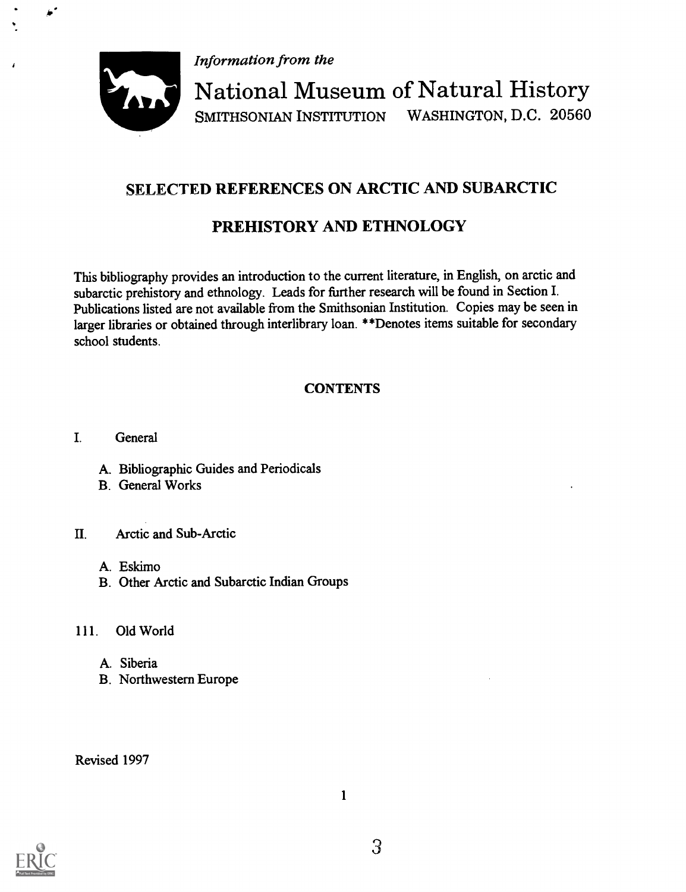*Information from the*

National Museum of Natural History
SMITHSONIAN INSTITUTION WASHINGTON, D.C. 20560

# SELECTED REFERENCES ON ARCTIC AND SUBARCTIC PREHISTORY AND ETHNOLOGY

This bibliography provides an introduction to the current literature, in English, on arctic and subarctic prehistory and ethnology. Leads for further research will be found in Section I. Publications listed are not available from the Smithsonian Institution. Copies may be seen in larger libraries or obtained through interlibrary loan. **Denotes items suitable for secondary school students.

## CONTENTS

I. General

- A. Bibliographic Guides and Periodicals
- B. General Works

II. Arctic and Sub-Arctic

- A. Eskimo
- B. Other Arctic and Subarctic Indian Groups

III. Old World

- A. Siberia
- B. Northwestern Europe

Revised 1997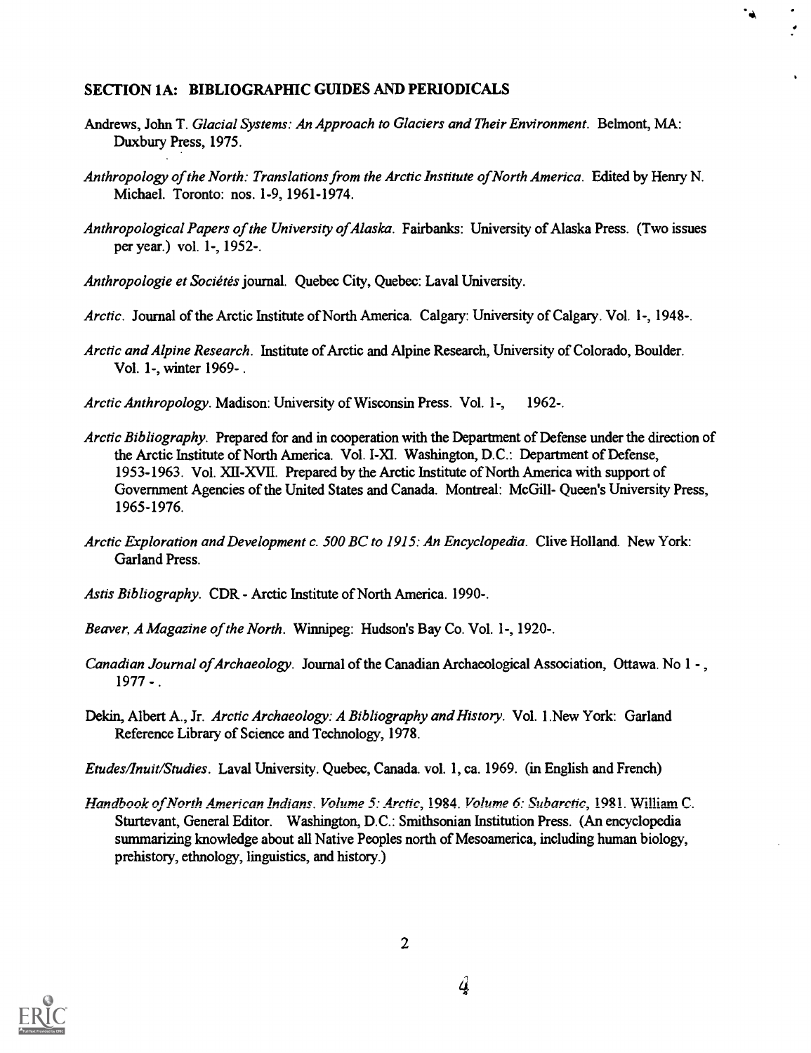## SECTION 1A: BIBLIOGRAPHIC GUIDES AND PERIODICALS

Andrews, John T. *Glacial Systems: An Approach to Glaciers and Their Environment*. Belmont, MA: Duxbury Press, 1975.

*Anthropology of the North: Translations from the Arctic Institute of North America*. Edited by Henry N. Michael. Toronto: nos. 1-9, 1961-1974.

*Anthropological Papers of the University of Alaska*. Fairbanks: University of Alaska Press. (Two issues per year.) vol. 1-, 1952-.

*Anthropologie et Sociétés* journal. Quebec City, Quebec: Laval University.

*Arctic*. Journal of the Arctic Institute of North America. Calgary: University of Calgary. Vol. 1-, 1948-.

*Arctic and Alpine Research*. Institute of Arctic and Alpine Research, University of Colorado, Boulder. Vol. 1-, winter 1969- .

*Arctic Anthropology*. Madison: University of Wisconsin Press. Vol. 1-, 1962-.

*Arctic Bibliography*. Prepared for and in cooperation with the Department of Defense under the direction of the Arctic Institute of North America. Vol. I-XI. Washington, D.C.: Department of Defense, 1953-1963. Vol. XII-XVII. Prepared by the Arctic Institute of North America with support of Government Agencies of the United States and Canada. Montreal: McGill- Queen's University Press, 1965-1976.

*Arctic Exploration and Development c. 500 BC to 1915: An Encyclopedia*. Clive Holland. New York: Garland Press.

*Astis Bibliography*. CDR - Arctic Institute of North America. 1990-.

*Beaver, A Magazine of the North*. Winnipeg: Hudson's Bay Co. Vol. 1-, 1920-.

*Canadian Journal of Archaeology*. Journal of the Canadian Archaeological Association, Ottawa. No 1 - , 1977 - .

Dekin, Albert A., Jr. *Arctic Archaeology: A Bibliography and History*. Vol. 1.New York: Garland Reference Library of Science and Technology, 1978.

*Etudes/Inuit/Studies*. Laval University. Quebec, Canada. vol. 1, ca. 1969. (in English and French)

*Handbook of North American Indians. Volume 5: Arctic*, 1984. *Volume 6: Subarctic*, 1981. William C. Sturtevant, General Editor. Washington, D.C.: Smithsonian Institution Press. (An encyclopedia summarizing knowledge about all Native Peoples north of Mesoamerica, including human biology, prehistory, ethnology, linguistics, and history.)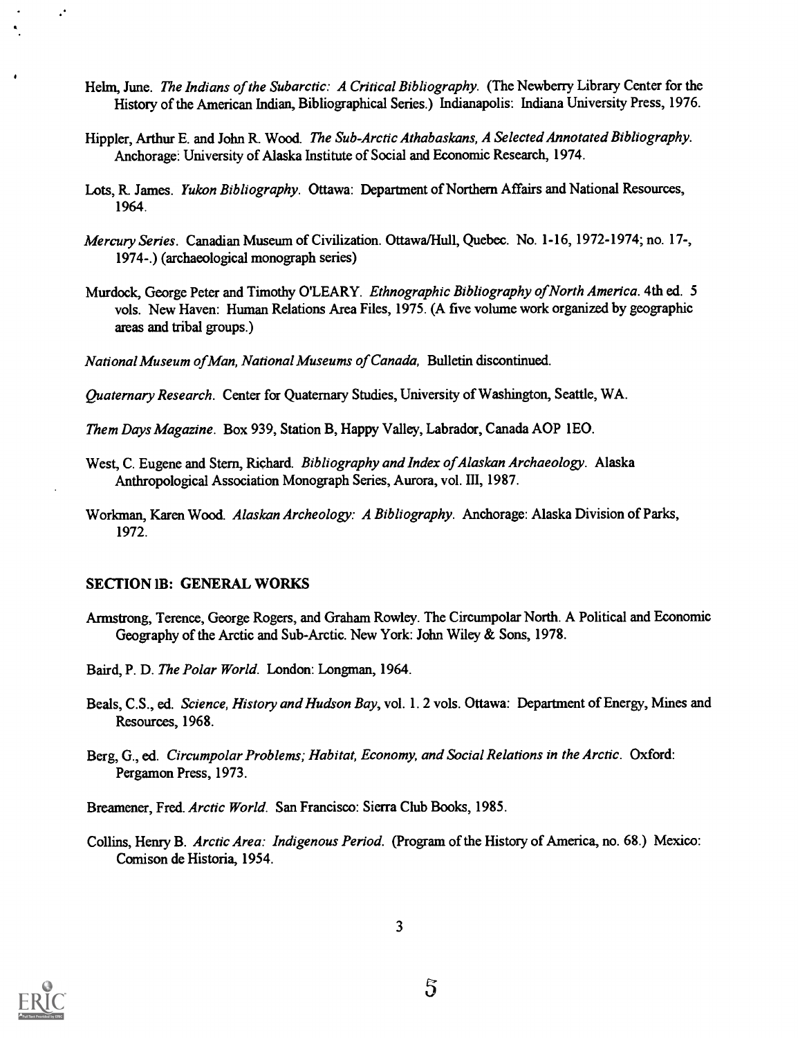Helm, June. *The Indians of the Subarctic: A Critical Bibliography.* (The Newberry Library Center for the History of the American Indian, Bibliographical Series.) Indianapolis: Indiana University Press, 1976.

Hippler, Arthur E. and John R. Wood. *The Sub-Arctic Athabaskans, A Selected Annotated Bibliography.* Anchorage: University of Alaska Institute of Social and Economic Research, 1974.

Lots, R. James. *Yukon Bibliography.* Ottawa: Department of Northern Affairs and National Resources, 1964.

*Mercury Series.* Canadian Museum of Civilization. Ottawa/Hull, Quebec. No. 1-16, 1972-1974; no. 17-, 1974-.) (archaeological monograph series)

Murdock, George Peter and Timothy O'LEARY. *Ethnographic Bibliography of North America.* 4th ed. 5 vols. New Haven: Human Relations Area Files, 1975. (A five volume work organized by geographic areas and tribal groups.)

*National Museum of Man, National Museums of Canada,* Bulletin discontinued.

*Quaternary Research.* Center for Quaternary Studies, University of Washington, Seattle, WA.

*Them Days Magazine.* Box 939, Station B, Happy Valley, Labrador, Canada AOP 1EO.

West, C. Eugene and Stern, Richard. *Bibliography and Index of Alaskan Archaeology.* Alaska Anthropological Association Monograph Series, Aurora, vol. III, 1987.

Workman, Karen Wood. *Alaskan Archeology: A Bibliography.* Anchorage: Alaska Division of Parks, 1972.

## SECTION IB: GENERAL WORKS

Armstrong, Terence, George Rogers, and Graham Rowley. The Circumpolar North. A Political and Economic Geography of the Arctic and Sub-Arctic. New York: John Wiley & Sons, 1978.

Baird, P. D. *The Polar World.* London: Longman, 1964.

Beals, C.S., ed. *Science, History and Hudson Bay,* vol. 1. 2 vols. Ottawa: Department of Energy, Mines and Resources, 1968.

Berg, G., ed. *Circumpolar Problems; Habitat, Economy, and Social Relations in the Arctic.* Oxford: Pergamon Press, 1973.

Breamener, Fred. *Arctic World.* San Francisco: Sierra Club Books, 1985.

Collins, Henry B. *Arctic Area: Indigenous Period.* (Program of the History of America, no. 68.) Mexico: Comison de Historia, 1954.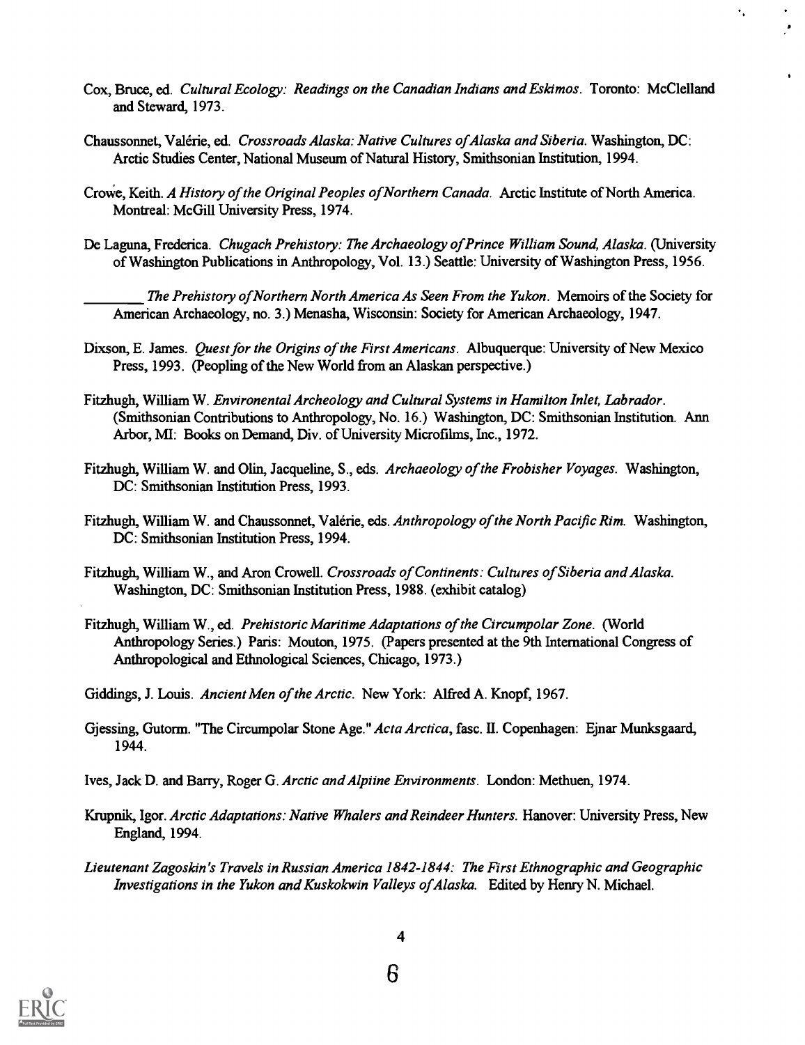Cox, Bruce, ed. *Cultural Ecology: Readings on the Canadian Indians and Eskimos*. Toronto: McClelland and Steward, 1973.

Chaussonnet, Valérie, ed. *Crossroads Alaska: Native Cultures of Alaska and Siberia*. Washington, DC: Arctic Studies Center, National Museum of Natural History, Smithsonian Institution, 1994.

Crowe, Keith. *A History of the Original Peoples of Northern Canada*. Arctic Institute of North America. Montreal: McGill University Press, 1974.

De Laguna, Frederica. *Chugach Prehistory: The Archaeology of Prince William Sound, Alaska*. (University of Washington Publications in Anthropology, Vol. 13.) Seattle: University of Washington Press, 1956.

________ *The Prehistory of Northern North America As Seen From the Yukon*. Memoirs of the Society for American Archaeology, no. 3.) Menasha, Wisconsin: Society for American Archaeology, 1947.

Dixson, E. James. *Quest for the Origins of the First Americans*. Albuquerque: University of New Mexico Press, 1993. (Peopling of the New World from an Alaskan perspective.)

Fitzhugh, William W. *Environental Archeology and Cultural Systems in Hamilton Inlet, Labrador*. (Smithsonian Contributions to Anthropology, No. 16.) Washington, DC: Smithsonian Institution. Ann Arbor, MI: Books on Demand, Div. of University Microfilms, Inc., 1972.

Fitzhugh, William W. and Olin, Jacqueline, S., eds. *Archaeology of the Frobisher Voyages*. Washington, DC: Smithsonian Institution Press, 1993.

Fitzhugh, William W. and Chaussonnet, Valérie, eds. *Anthropology of the North Pacific Rim*. Washington, DC: Smithsonian Institution Press, 1994.

Fitzhugh, William W., and Aron Crowell. *Crossroads of Continents: Cultures of Siberia and Alaska*. Washington, DC: Smithsonian Institution Press, 1988. (exhibit catalog)

Fitzhugh, William W., ed. *Prehistoric Maritime Adaptations of the Circumpolar Zone*. (World Anthropology Series.) Paris: Mouton, 1975. (Papers presented at the 9th International Congress of Anthropological and Ethnological Sciences, Chicago, 1973.)

Giddings, J. Louis. *Ancient Men of the Arctic*. New York: Alfred A. Knopf, 1967.

Gjessing, Gutorm. "The Circumpolar Stone Age." *Acta Arctica*, fasc. II. Copenhagen: Ejnar Munksgaard, 1944.

Ives, Jack D. and Barry, Roger G. *Arctic and Alpine Environments*. London: Methuen, 1974.

Krupnik, Igor. *Arctic Adaptations: Native Whalers and Reindeer Hunters*. Hanover: University Press, New England, 1994.

*Lieutenant Zagoskin's Travels in Russian America 1842-1844: The First Ethnographic and Geographic Investigations in the Yukon and Kuskokwin Valleys of Alaska.* Edited by Henry N. Michael.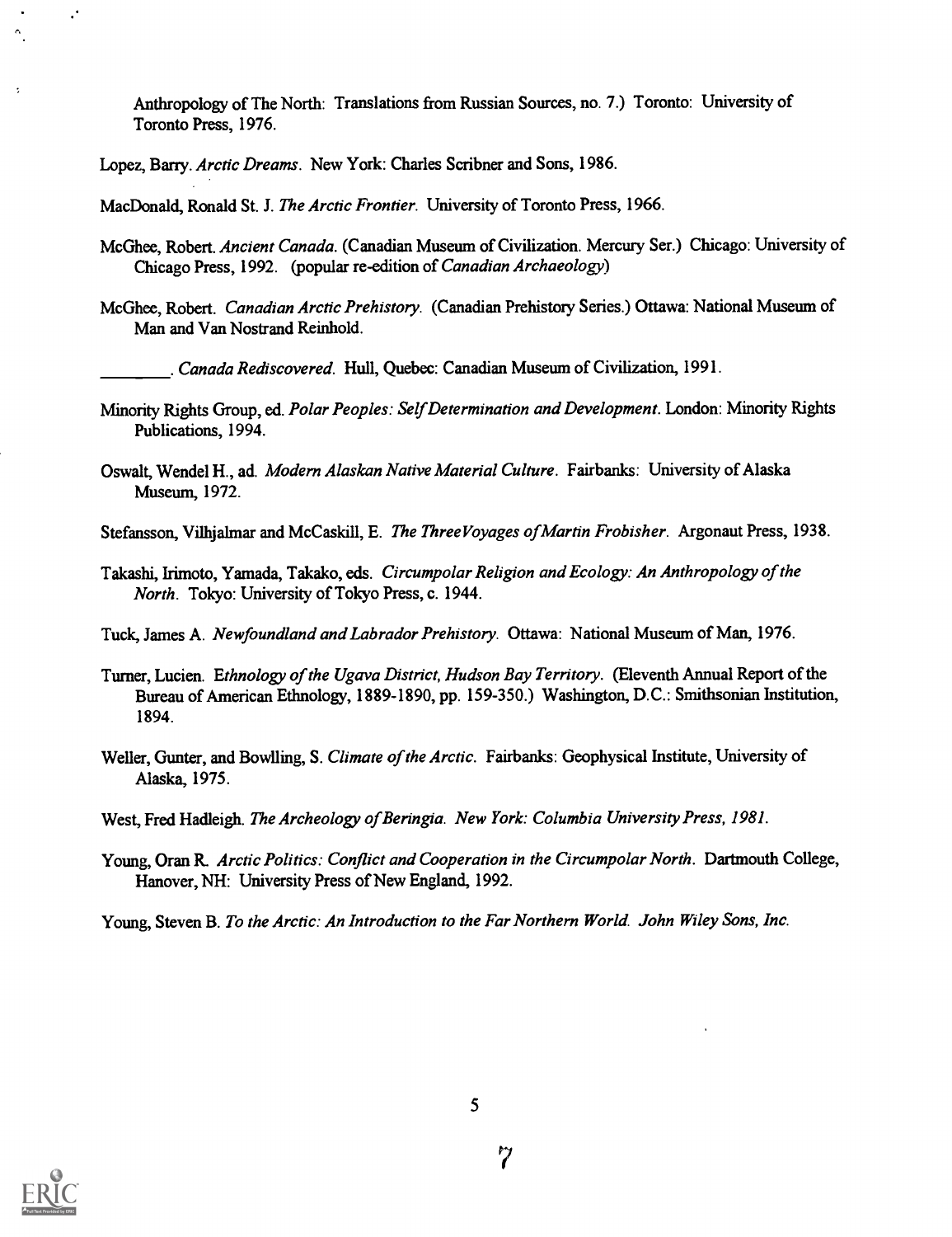Anthropology of The North: Translations from Russian Sources, no. 7.) Toronto: University of Toronto Press, 1976.

Lopez, Barry. *Arctic Dreams*. New York: Charles Scribner and Sons, 1986.

MacDonald, Ronald St. J. *The Arctic Frontier*. University of Toronto Press, 1966.

McGhee, Robert. *Ancient Canada*. (Canadian Museum of Civilization. Mercury Ser.) Chicago: University of Chicago Press, 1992. (popular re-edition of *Canadian Archaeology*)

McGhee, Robert. *Canadian Arctic Prehistory*. (Canadian Prehistory Series.) Ottawa: National Museum of Man and Van Nostrand Reinhold.

________. *Canada Rediscovered*. Hull, Quebec: Canadian Museum of Civilization, 1991.

Minority Rights Group, ed. *Polar Peoples: Self Determination and Development*. London: Minority Rights Publications, 1994.

Oswalt, Wendel H., ad. *Modern Alaskan Native Material Culture*. Fairbanks: University of Alaska Museum, 1972.

Stefansson, Vilhjalmar and McCaskill, E. *The Three Voyages of Martin Frobisher*. Argonaut Press, 1938.

Takashi, Irimoto, Yamada, Takako, eds. *Circumpolar Religion and Ecology: An Anthropology of the North*. Tokyo: University of Tokyo Press, c. 1944.

Tuck, James A. *Newfoundland and Labrador Prehistory*. Ottawa: National Museum of Man, 1976.

Turner, Lucien. *Ethnology of the Ugava District, Hudson Bay Territory*. (Eleventh Annual Report of the Bureau of American Ethnology, 1889-1890, pp. 159-350.) Washington, D.C.: Smithsonian Institution, 1894.

Weller, Gunter, and Bowlling, S. *Climate of the Arctic*. Fairbanks: Geophysical Institute, University of Alaska, 1975.

West, Fred Hadleigh. *The Archeology of Beringia. New York: Columbia University Press, 1981.*

Young, Oran R. *Arctic Politics: Conflict and Cooperation in the Circumpolar North*. Dartmouth College, Hanover, NH: University Press of New England, 1992.

Young, Steven B. *To the Arctic: An Introduction to the Far Northern World. John Wiley Sons, Inc.*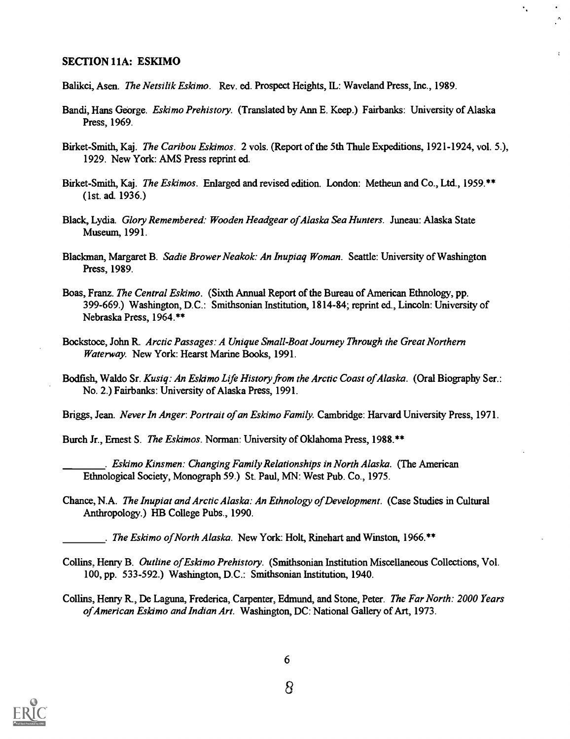## SECTION 11A: ESKIMO

Balikci, Asen. *The Netsilik Eskimo*. Rev. ed. Prospect Heights, IL: Waveland Press, Inc., 1989.

Bandi, Hans George. *Eskimo Prehistory*. (Translated by Ann E. Keep.) Fairbanks: University of Alaska Press, 1969.

Birket-Smith, Kaj. *The Caribou Eskimos*. 2 vols. (Report of the 5th Thule Expeditions, 1921-1924, vol. 5.), 1929. New York: AMS Press reprint ed.

Birket-Smith, Kaj. *The Eskimos*. Enlarged and revised edition. London: Metheun and Co., Ltd., 1959.** (1st. ad. 1936.)

Black, Lydia. *Glory Remembered: Wooden Headgear of Alaska Sea Hunters*. Juneau: Alaska State Museum, 1991.

Blackman, Margaret B. *Sadie Brower Neakok: An Inupiaq Woman*. Seattle: University of Washington Press, 1989.

Boas, Franz. *The Central Eskimo*. (Sixth Annual Report of the Bureau of American Ethnology, pp. 399-669.) Washington, D.C.: Smithsonian Institution, 1814-84; reprint ed., Lincoln: University of Nebraska Press, 1964.**

Bockstoce, John R. *Arctic Passages: A Unique Small-Boat Journey Through the Great Northern Waterway*. New York: Hearst Marine Books, 1991.

Bodfish, Waldo Sr. *Kusiq: An Eskimo Life History from the Arctic Coast of Alaska*. (Oral Biography Ser.: No. 2.) Fairbanks: University of Alaska Press, 1991.

Briggs, Jean. *Never In Anger: Portrait of an Eskimo Family*. Cambridge: Harvard University Press, 1971.

Burch Jr., Ernest S. *The Eskimos*. Norman: University of Oklahoma Press, 1988.**

________. *Eskimo Kinsmen: Changing Family Relationships in North Alaska*. (The American Ethnological Society, Monograph 59.) St. Paul, MN: West Pub. Co., 1975.

Chance, N.A. *The Inupiat and Arctic Alaska: An Ethnology of Development*. (Case Studies in Cultural Anthropology.) HB College Pubs., 1990.

________. *The Eskimo of North Alaska*. New York: Holt, Rinehart and Winston, 1966.**

Collins, Henry B. *Outline of Eskimo Prehistory*. (Smithsonian Institution Miscellaneous Collections, Vol. 100, pp. 533-592.) Washington, D.C.: Smithsonian Institution, 1940.

Collins, Henry R., De Laguna, Frederica, Carpenter, Edmund, and Stone, Peter. *The Far North: 2000 Years of American Eskimo and Indian Art*. Washington, DC: National Gallery of Art, 1973.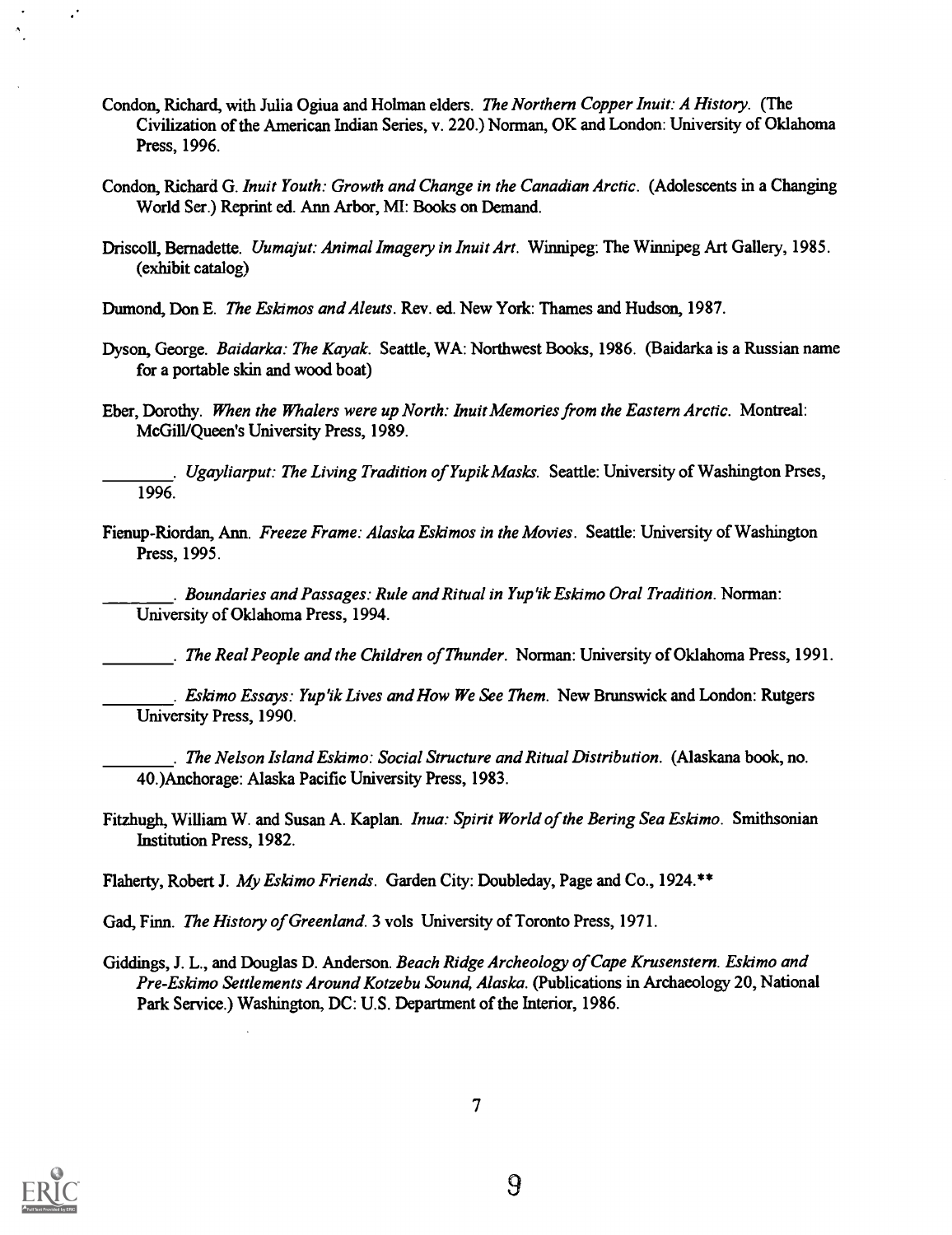Condon, Richard, with Julia Ogiua and Holman elders. *The Northern Copper Inuit: A History*. (The Civilization of the American Indian Series, v. 220.) Norman, OK and London: University of Oklahoma Press, 1996.

Condon, Richard G. *Inuit Youth: Growth and Change in the Canadian Arctic*. (Adolescents in a Changing World Ser.) Reprint ed. Ann Arbor, MI: Books on Demand.

Driscoll, Bernadette. *Uumajut: Animal Imagery in Inuit Art*. Winnipeg: The Winnipeg Art Gallery, 1985. (exhibit catalog)

Dumond, Don E. *The Eskimos and Aleuts*. Rev. ed. New York: Thames and Hudson, 1987.

Dyson, George. *Baidarka: The Kayak*. Seattle, WA: Northwest Books, 1986. (Baidarka is a Russian name for a portable skin and wood boat)

Eber, Dorothy. *When the Whalers were up North: Inuit Memories from the Eastern Arctic*. Montreal: McGill/Queen's University Press, 1989.

________. *Ugayliarput: The Living Tradition of Yupik Masks*. Seattle: University of Washington Prses, 1996.

Fienup-Riordan, Ann. *Freeze Frame: Alaska Eskimos in the Movies*. Seattle: University of Washington Press, 1995.

________. *Boundaries and Passages: Rule and Ritual in Yup'ik Eskimo Oral Tradition*. Norman: University of Oklahoma Press, 1994.

________. *The Real People and the Children of Thunder*. Norman: University of Oklahoma Press, 1991.

________. *Eskimo Essays: Yup'ik Lives and How We See Them*. New Brunswick and London: Rutgers University Press, 1990.

________. *The Nelson Island Eskimo: Social Structure and Ritual Distribution*. (Alaskana book, no. 40.)Anchorage: Alaska Pacific University Press, 1983.

Fitzhugh, William W. and Susan A. Kaplan. *Inua: Spirit World of the Bering Sea Eskimo*. Smithsonian Institution Press, 1982.

Flaherty, Robert J. *My Eskimo Friends*. Garden City: Doubleday, Page and Co., 1924.**

Gad, Finn. *The History of Greenland*. 3 vols University of Toronto Press, 1971.

Giddings, J. L., and Douglas D. Anderson. *Beach Ridge Archeology of Cape Krusenstern. Eskimo and Pre-Eskimo Settlements Around Kotzebu Sound, Alaska*. (Publications in Archaeology 20, National Park Service.) Washington, DC: U.S. Department of the Interior, 1986.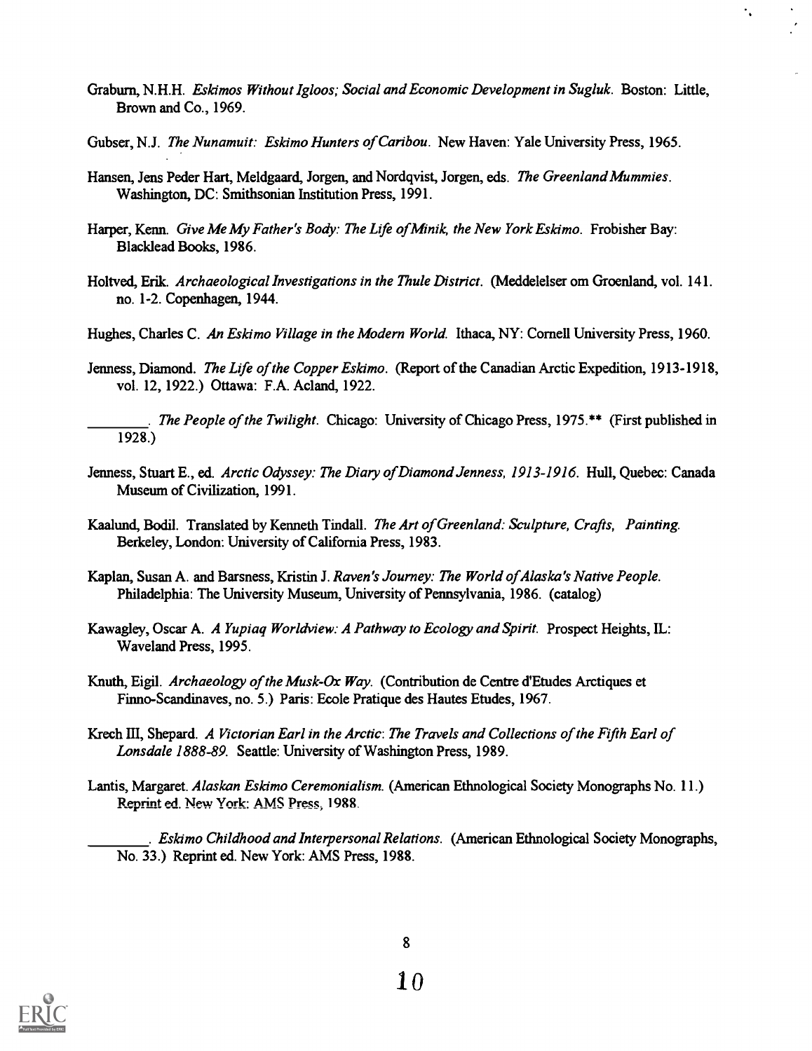Graburn, N.H.H. *Eskimos Without Igloos; Social and Economic Development in Sugluk*. Boston: Little, Brown and Co., 1969.

Gubser, N.J. *The Nunamuit: Eskimo Hunters of Caribou*. New Haven: Yale University Press, 1965.

Hansen, Jens Peder Hart, Meldgaard, Jorgen, and Nordqvist, Jorgen, eds. *The Greenland Mummies*. Washington, DC: Smithsonian Institution Press, 1991.

Harper, Kenn. *Give Me My Father's Body: The Life of Minik, the New York Eskimo*. Frobisher Bay: Blacklead Books, 1986.

Holtved, Erik. *Archaeological Investigations in the Thule District*. (Meddelelser om Groenland, vol. 141. no. 1-2. Copenhagen, 1944.

Hughes, Charles C. *An Eskimo Village in the Modern World*. Ithaca, NY: Cornell University Press, 1960.

Jenness, Diamond. *The Life of the Copper Eskimo*. (Report of the Canadian Arctic Expedition, 1913-1918, vol. 12, 1922.) Ottawa: F.A. Acland, 1922.

________. *The People of the Twilight*. Chicago: University of Chicago Press, 1975.** (First published in 1928.)

Jenness, Stuart E., ed. *Arctic Odyssey: The Diary of Diamond Jenness, 1913-1916*. Hull, Quebec: Canada Museum of Civilization, 1991.

Kaalund, Bodil. Translated by Kenneth Tindall. *The Art of Greenland: Sculpture, Crafts, Painting*. Berkeley, London: University of California Press, 1983.

Kaplan, Susan A. and Barsness, Kristin J. *Raven's Journey: The World of Alaska's Native People*. Philadelphia: The University Museum, University of Pennsylvania, 1986. (catalog)

Kawagley, Oscar A. *A Yupiaq Worldview: A Pathway to Ecology and Spirit*. Prospect Heights, IL: Waveland Press, 1995.

Knuth, Eigil. *Archaeology of the Musk-Ox Way*. (Contribution de Centre d'Etudes Arctiques et Finno-Scandinaves, no. 5.) Paris: Ecole Pratique des Hautes Etudes, 1967.

Krech III, Shepard. *A Victorian Earl in the Arctic: The Travels and Collections of the Fifth Earl of Lonsdale 1888-89*. Seattle: University of Washington Press, 1989.

Lantis, Margaret. *Alaskan Eskimo Ceremonialism*. (American Ethnological Society Monographs No. 11.) Reprint ed. New York: AMS Press, 1988.

________. *Eskimo Childhood and Interpersonal Relations*. (American Ethnological Society Monographs, No. 33.) Reprint ed. New York: AMS Press, 1988.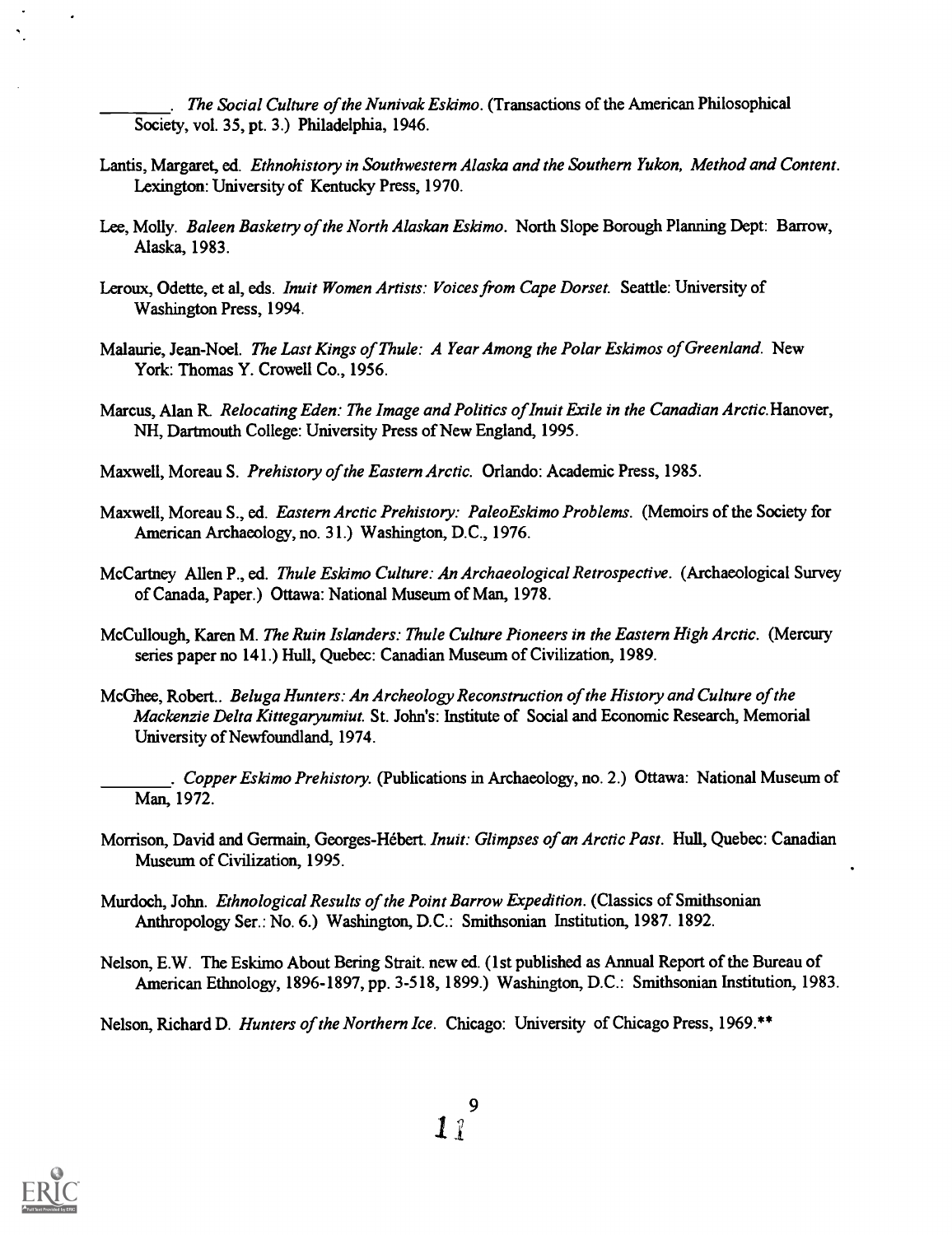________. *The Social Culture of the Nunivak Eskimo*. (Transactions of the American Philosophical Society, vol. 35, pt. 3.) Philadelphia, 1946.

Lantis, Margaret, ed. *Ethnohistory in Southwestern Alaska and the Southern Yukon, Method and Content*. Lexington: University of Kentucky Press, 1970.

Lee, Molly. *Baleen Basketry of the North Alaskan Eskimo*. North Slope Borough Planning Dept: Barrow, Alaska, 1983.

Leroux, Odette, et al, eds. *Inuit Women Artists: Voices from Cape Dorset*. Seattle: University of Washington Press, 1994.

Malaurie, Jean-Noel. *The Last Kings of Thule: A Year Among the Polar Eskimos of Greenland*. New York: Thomas Y. Crowell Co., 1956.

Marcus, Alan R. *Relocating Eden: The Image and Politics of Inuit Exile in the Canadian Arctic*. Hanover, NH, Dartmouth College: University Press of New England, 1995.

Maxwell, Moreau S. *Prehistory of the Eastern Arctic*. Orlando: Academic Press, 1985.

Maxwell, Moreau S., ed. *Eastern Arctic Prehistory: PaleoEskimo Problems*. (Memoirs of the Society for American Archaeology, no. 31.) Washington, D.C., 1976.

McCartney Allen P., ed. *Thule Eskimo Culture: An Archaeological Retrospective*. (Archaeological Survey of Canada, Paper.) Ottawa: National Museum of Man, 1978.

McCullough, Karen M. *The Ruin Islanders: Thule Culture Pioneers in the Eastern High Arctic*. (Mercury series paper no 141.) Hull, Quebec: Canadian Museum of Civilization, 1989.

McGhee, Robert.. *Beluga Hunters: An Archeology Reconstruction of the History and Culture of the Mackenzie Delta Kittegaryumiut*. St. John's: Institute of Social and Economic Research, Memorial University of Newfoundland, 1974.

________. *Copper Eskimo Prehistory*. (Publications in Archaeology, no. 2.) Ottawa: National Museum of Man, 1972.

Morrison, David and Germain, Georges-Hébert. *Inuit: Glimpses of an Arctic Past*. Hull, Quebec: Canadian Museum of Civilization, 1995.

Murdoch, John. *Ethnological Results of the Point Barrow Expedition*. (Classics of Smithsonian Anthropology Ser.: No. 6.) Washington, D.C.: Smithsonian Institution, 1987. 1892.

Nelson, E.W. The Eskimo About Bering Strait. new ed. (1st published as Annual Report of the Bureau of American Ethnology, 1896-1897, pp. 3-518, 1899.) Washington, D.C.: Smithsonian Institution, 1983.

Nelson, Richard D. *Hunters of the Northern Ice*. Chicago: University of Chicago Press, 1969.**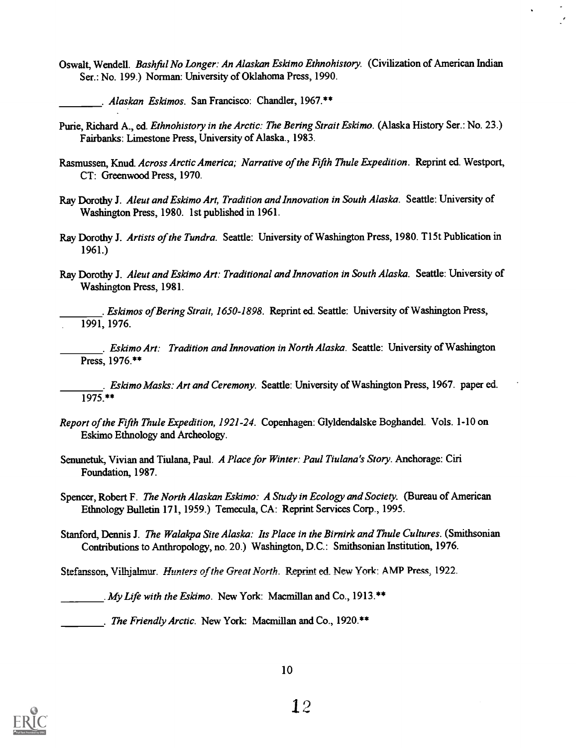Oswalt, Wendell. *Bashful No Longer: An Alaskan Eskimo Ethnohistory.* (Civilization of American Indian Ser.: No. 199.) Norman: University of Oklahoma Press, 1990.

________. *Alaskan Eskimos.* San Francisco: Chandler, 1967.**

Purie, Richard A., ed. *Ethnohistory in the Arctic: The Bering Strait Eskimo.* (Alaska History Ser.: No. 23.) Fairbanks: Limestone Press, University of Alaska., 1983.

Rasmussen, Knud. *Across Arctic America; Narrative of the Fifth Thule Expedition.* Reprint ed. Westport, CT: Greenwood Press, 1970.

Ray Dorothy J. *Aleut and Eskimo Art, Tradition and Innovation in South Alaska.* Seattle: University of Washington Press, 1980. 1st published in 1961.

Ray Dorothy J. *Artists of the Tundra.* Seattle: University of Washington Press, 1980. T15t Publication in 1961.)

Ray Dorothy J. *Aleut and Eskimo Art: Traditional and Innovation in South Alaska.* Seattle: University of Washington Press, 1981.

________. *Eskimos of Bering Strait, 1650-1898.* Reprint ed. Seattle: University of Washington Press, 1991, 1976.

________. *Eskimo Art: Tradition and Innovation in North Alaska.* Seattle: University of Washington Press, 1976.**

________. *Eskimo Masks: Art and Ceremony.* Seattle: University of Washington Press, 1967. paper ed. 1975.**

*Report of the Fifth Thule Expedition, 1921-24.* Copenhagen: Glyldendalske Boghandel. Vols. 1-10 on Eskimo Ethnology and Archeology.

Senunetuk, Vivian and Tiulana, Paul. *A Place for Winter: Paul Tiulana's Story.* Anchorage: Ciri Foundation, 1987.

Spencer, Robert F. *The North Alaskan Eskimo: A Study in Ecology and Society.* (Bureau of American Ethnology Bulletin 171, 1959.) Temecula, CA: Reprint Services Corp., 1995.

Stanford, Dennis J. *The Walakpa Site Alaska: Its Place in the Birnirk and Thule Cultures.* (Smithsonian Contributions to Anthropology, no. 20.) Washington, D.C.: Smithsonian Institution, 1976.

Stefansson, Vilhjalmur. *Hunters of the Great North.* Reprint ed. New York: AMP Press, 1922.

________. *My Life with the Eskimo.* New York: Macmillan and Co., 1913.**

________. *The Friendly Arctic.* New York: Macmillan and Co., 1920.**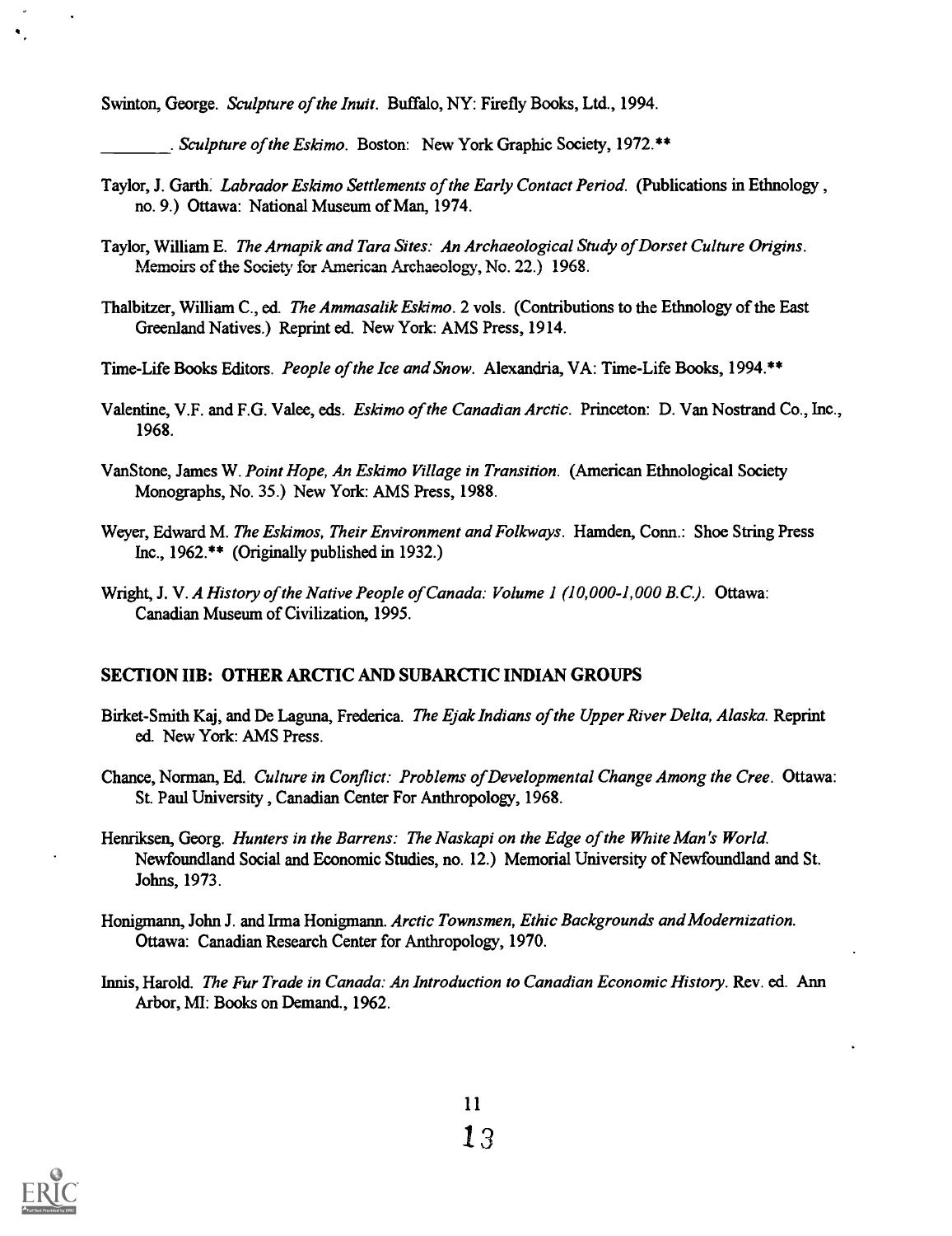Swinton, George. *Sculpture of the Inuit*. Buffalo, NY: Firefly Books, Ltd., 1994.

________. *Sculpture of the Eskimo*. Boston: New York Graphic Society, 1972.**

Taylor, J. Garth. *Labrador Eskimo Settlements of the Early Contact Period*. (Publications in Ethnology, no. 9.) Ottawa: National Museum of Man, 1974.

Taylor, William E. *The Arnapik and Tara Sites: An Archaeological Study of Dorset Culture Origins*. Memoirs of the Society for American Archaeology, No. 22.) 1968.

Thalbitzer, William C., ed. *The Ammasalik Eskimo*. 2 vols. (Contributions to the Ethnology of the East Greenland Natives.) Reprint ed. New York: AMS Press, 1914.

Time-Life Books Editors. *People of the Ice and Snow*. Alexandria, VA: Time-Life Books, 1994.**

Valentine, V.F. and F.G. Valee, eds. *Eskimo of the Canadian Arctic*. Princeton: D. Van Nostrand Co., Inc., 1968.

VanStone, James W. *Point Hope, An Eskimo Village in Transition*. (American Ethnological Society Monographs, No. 35.) New York: AMS Press, 1988.

Weyer, Edward M. *The Eskimos, Their Environment and Folkways*. Hamden, Conn.: Shoe String Press Inc., 1962.** (Originally published in 1932.)

Wright, J. V. *A History of the Native People of Canada: Volume 1 (10,000-1,000 B.C.)*. Ottawa: Canadian Museum of Civilization, 1995.

## SECTION IIB: OTHER ARCTIC AND SUBARCTIC INDIAN GROUPS

Birket-Smith Kaj, and De Laguna, Frederica. *The Ejak Indians of the Upper River Delta, Alaska*. Reprint ed. New York: AMS Press.

Chance, Norman, Ed. *Culture in Conflict: Problems of Developmental Change Among the Cree*. Ottawa: St. Paul University, Canadian Center For Anthropology, 1968.

Henriksen, Georg. *Hunters in the Barrens: The Naskapi on the Edge of the White Man's World*. Newfoundland Social and Economic Studies, no. 12.) Memorial University of Newfoundland and St. Johns, 1973.

Honigmann, John J. and Irma Honigmann. *Arctic Townsmen, Ethic Backgrounds and Modernization*. Ottawa: Canadian Research Center for Anthropology, 1970.

Innis, Harold. *The Fur Trade in Canada: An Introduction to Canadian Economic History*. Rev. ed. Ann Arbor, MI: Books on Demand., 1962.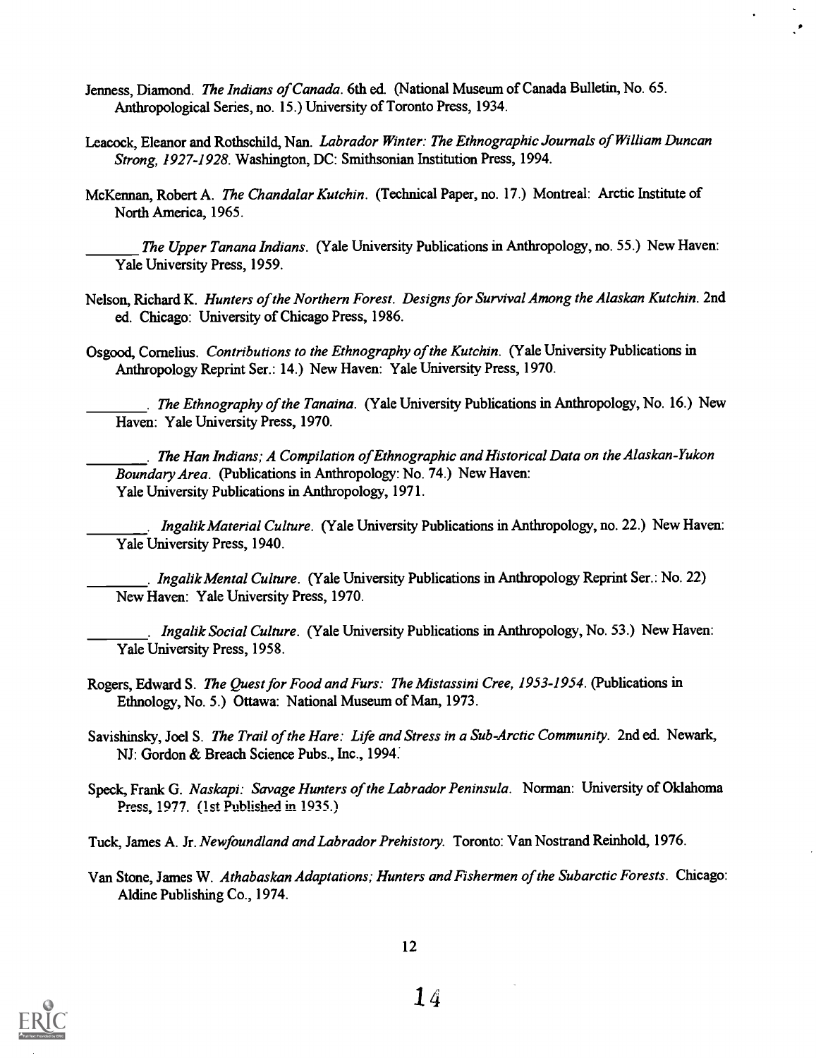Jenness, Diamond. *The Indians of Canada*. 6th ed. (National Museum of Canada Bulletin, No. 65. Anthropological Series, no. 15.) University of Toronto Press, 1934.

Leacock, Eleanor and Rothschild, Nan. *Labrador Winter: The Ethnographic Journals of William Duncan Strong, 1927-1928*. Washington, DC: Smithsonian Institution Press, 1994.

McKennan, Robert A. *The Chandalar Kutchin*. (Technical Paper, no. 17.) Montreal: Arctic Institute of North America, 1965.

_______ *The Upper Tanana Indians*. (Yale University Publications in Anthropology, no. 55.) New Haven: Yale University Press, 1959.

Nelson, Richard K. *Hunters of the Northern Forest. Designs for Survival Among the Alaskan Kutchin*. 2nd ed. Chicago: University of Chicago Press, 1986.

Osgood, Cornelius. *Contributions to the Ethnography of the Kutchin*. (Yale University Publications in Anthropology Reprint Ser.: 14.) New Haven: Yale University Press, 1970.

________. *The Ethnography of the Tanaina*. (Yale University Publications in Anthropology, No. 16.) New Haven: Yale University Press, 1970.

________. *The Han Indians; A Compilation of Ethnographic and Historical Data on the Alaskan-Yukon Boundary Area*. (Publications in Anthropology: No. 74.) New Haven: Yale University Publications in Anthropology, 1971.

________. *Ingalik Material Culture*. (Yale University Publications in Anthropology, no. 22.) New Haven: Yale University Press, 1940.

________. *Ingalik Mental Culture*. (Yale University Publications in Anthropology Reprint Ser.: No. 22) New Haven: Yale University Press, 1970.

________. *Ingalik Social Culture*. (Yale University Publications in Anthropology, No. 53.) New Haven: Yale University Press, 1958.

Rogers, Edward S. *The Quest for Food and Furs: The Mistassini Cree, 1953-1954*. (Publications in Ethnology, No. 5.) Ottawa: National Museum of Man, 1973.

Savishinsky, Joel S. *The Trail of the Hare: Life and Stress in a Sub-Arctic Community*. 2nd ed. Newark, NJ: Gordon & Breach Science Pubs., Inc., 1994.

Speck, Frank G. *Naskapi: Savage Hunters of the Labrador Peninsula*. Norman: University of Oklahoma Press, 1977. (1st Published in 1935.)

Tuck, James A. Jr. *Newfoundland and Labrador Prehistory*. Toronto: Van Nostrand Reinhold, 1976.

Van Stone, James W. *Athabaskan Adaptations; Hunters and Fishermen of the Subarctic Forests*. Chicago: Aldine Publishing Co., 1974.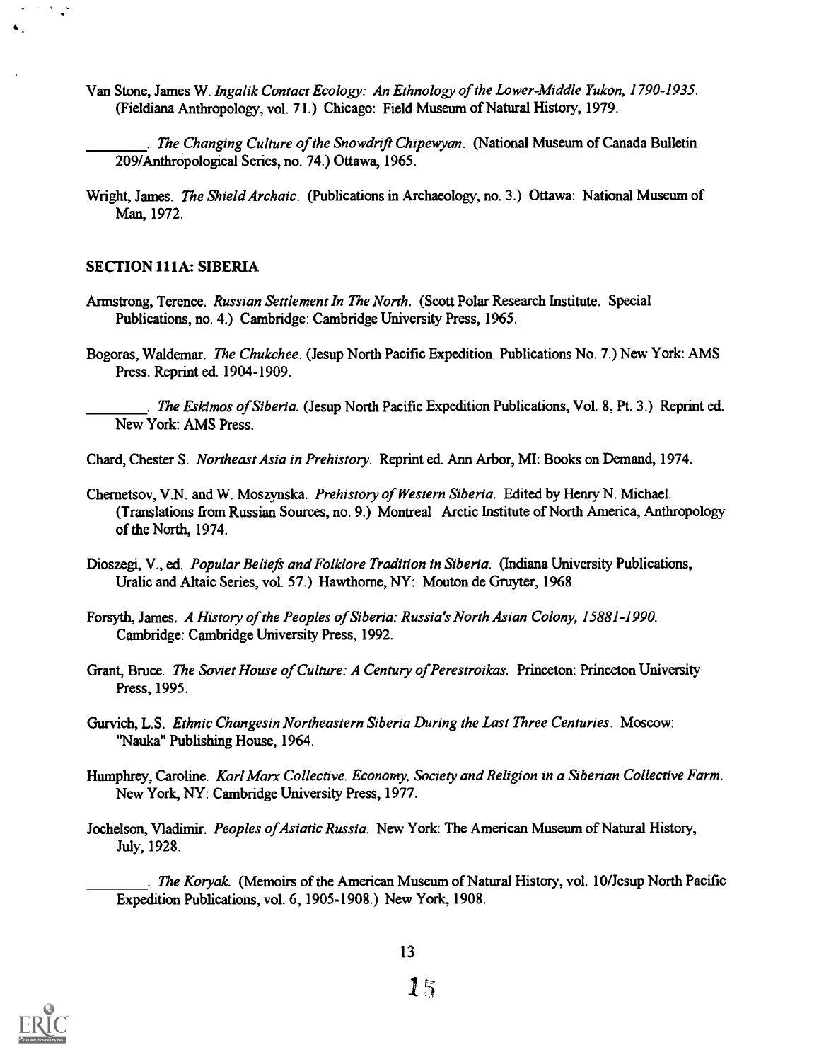Van Stone, James W. *Ingalik Contact Ecology: An Ethnology of the Lower-Middle Yukon, 1790-1935.* (Fieldiana Anthropology, vol. 71.) Chicago: Field Museum of Natural History, 1979.

________. *The Changing Culture of the Snowdrift Chipewyan.* (National Museum of Canada Bulletin 209/Anthropological Series, no. 74.) Ottawa, 1965.

Wright, James. *The Shield Archaic.* (Publications in Archaeology, no. 3.) Ottawa: National Museum of Man, 1972.

### SECTION 111A: SIBERIA

Armstrong, Terence. *Russian Settlement In The North.* (Scott Polar Research Institute. Special Publications, no. 4.) Cambridge: Cambridge University Press, 1965.

Bogoras, Waldemar. *The Chukchee.* (Jesup North Pacific Expedition. Publications No. 7.) New York: AMS Press. Reprint ed. 1904-1909.

________. *The Eskimos of Siberia.* (Jesup North Pacific Expedition Publications, Vol. 8, Pt. 3.) Reprint ed. New York: AMS Press.

Chard, Chester S. *Northeast Asia in Prehistory.* Reprint ed. Ann Arbor, MI: Books on Demand, 1974.

Chernetsov, V.N. and W. Moszynska. *Prehistory of Western Siberia.* Edited by Henry N. Michael. (Translations from Russian Sources, no. 9.) Montreal Arctic Institute of North America, Anthropology of the North, 1974.

Dioszegi, V., ed. *Popular Beliefs and Folklore Tradition in Siberia.* (Indiana University Publications, Uralic and Altaic Series, vol. 57.) Hawthorne, NY: Mouton de Gruyter, 1968.

Forsyth, James. *A History of the Peoples of Siberia: Russia's North Asian Colony, 15881-1990.* Cambridge: Cambridge University Press, 1992.

Grant, Bruce. *The Soviet House of Culture: A Century of Perestroikas.* Princeton: Princeton University Press, 1995.

Gurvich, L.S. *Ethnic Changesin Northeastern Siberia During the Last Three Centuries.* Moscow: "Nauka" Publishing House, 1964.

Humphrey, Caroline. *Karl Marx Collective. Economy, Society and Religion in a Siberian Collective Farm.* New York, NY: Cambridge University Press, 1977.

Jochelson, Vladimir. *Peoples of Asiatic Russia.* New York: The American Museum of Natural History, July, 1928.

________. *The Koryak.* (Memoirs of the American Museum of Natural History, vol. 10/Jesup North Pacific Expedition Publications, vol. 6, 1905-1908.) New York, 1908.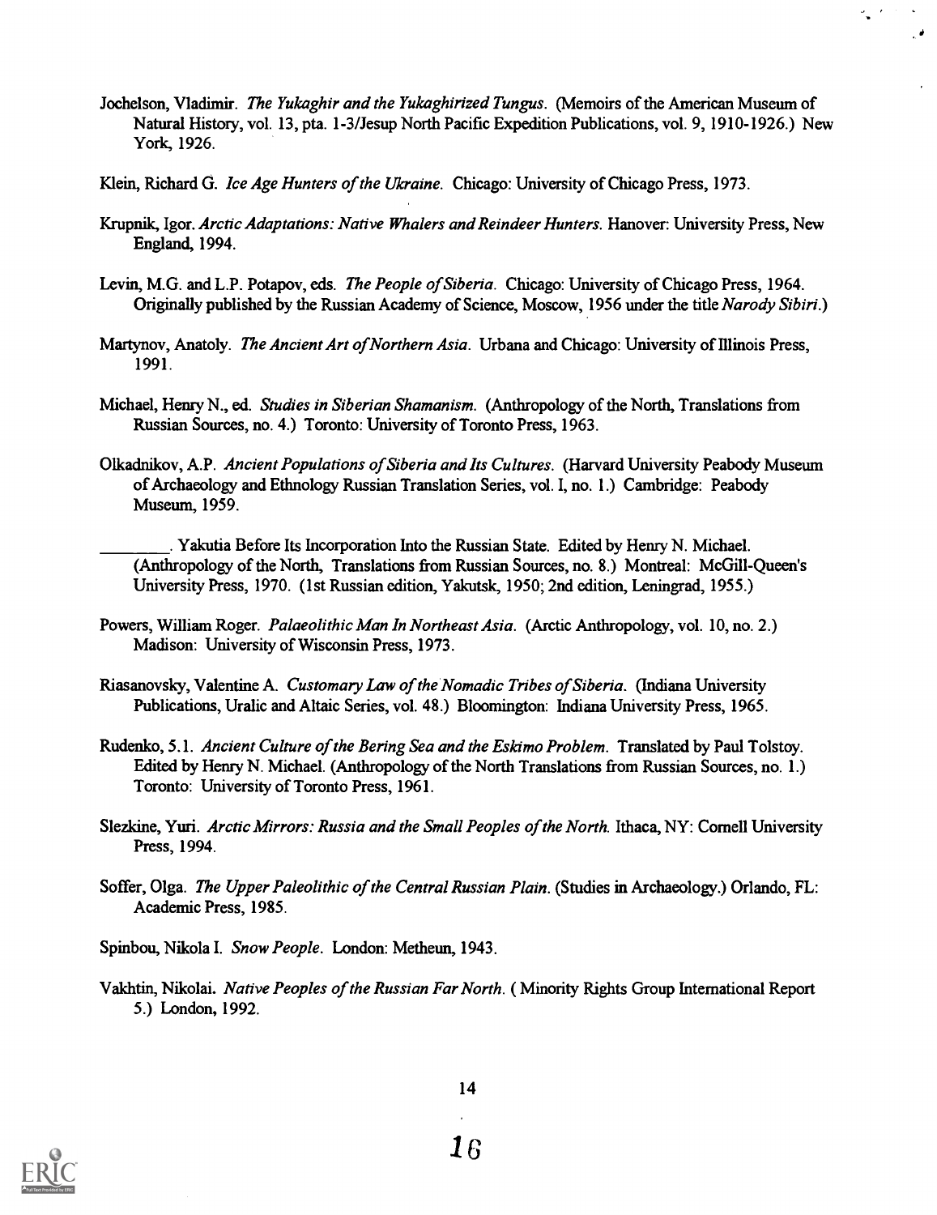Jochelson, Vladimir. *The Yukaghir and the Yukaghirized Tungus*. (Memoirs of the American Museum of Natural History, vol. 13, pta. 1-3/Jesup North Pacific Expedition Publications, vol. 9, 1910-1926.) New York, 1926.

Klein, Richard G. *Ice Age Hunters of the Ukraine*. Chicago: University of Chicago Press, 1973.

Krupnik, Igor. *Arctic Adaptations: Native Whalers and Reindeer Hunters*. Hanover: University Press, New England, 1994.

Levin, M.G. and L.P. Potapov, eds. *The People of Siberia*. Chicago: University of Chicago Press, 1964. Originally published by the Russian Academy of Science, Moscow, 1956 under the title *Narody Sibiri*.)

Martynov, Anatoly. *The Ancient Art of Northern Asia*. Urbana and Chicago: University of Illinois Press, 1991.

Michael, Henry N., ed. *Studies in Siberian Shamanism*. (Anthropology of the North, Translations from Russian Sources, no. 4.) Toronto: University of Toronto Press, 1963.

Olkadnikov, A.P. *Ancient Populations of Siberia and Its Cultures*. (Harvard University Peabody Museum of Archaeology and Ethnology Russian Translation Series, vol. I, no. 1.) Cambridge: Peabody Museum, 1959.

________. Yakutia Before Its Incorporation Into the Russian State. Edited by Henry N. Michael. (Anthropology of the North, Translations from Russian Sources, no. 8.) Montreal: McGill-Queen's University Press, 1970. (1st Russian edition, Yakutsk, 1950; 2nd edition, Leningrad, 1955.)

Powers, William Roger. *Palaeolithic Man In Northeast Asia*. (Arctic Anthropology, vol. 10, no. 2.) Madison: University of Wisconsin Press, 1973.

Riasanovsky, Valentine A. *Customary Law of the Nomadic Tribes of Siberia*. (Indiana University Publications, Uralic and Altaic Series, vol. 48.) Bloomington: Indiana University Press, 1965.

Rudenko, 5.1. *Ancient Culture of the Bering Sea and the Eskimo Problem*. Translated by Paul Tolstoy. Edited by Henry N. Michael. (Anthropology of the North Translations from Russian Sources, no. 1.) Toronto: University of Toronto Press, 1961.

Slezkine, Yuri. *Arctic Mirrors: Russia and the Small Peoples of the North*. Ithaca, NY: Cornell University Press, 1994.

Soffer, Olga. *The Upper Paleolithic of the Central Russian Plain*. (Studies in Archaeology.) Orlando, FL: Academic Press, 1985.

Spinbou, Nikola I. *Snow People*. London: Metheun, 1943.

Vakhtin, Nikolai. *Native Peoples of the Russian Far North*. ( Minority Rights Group International Report 5.) London, 1992.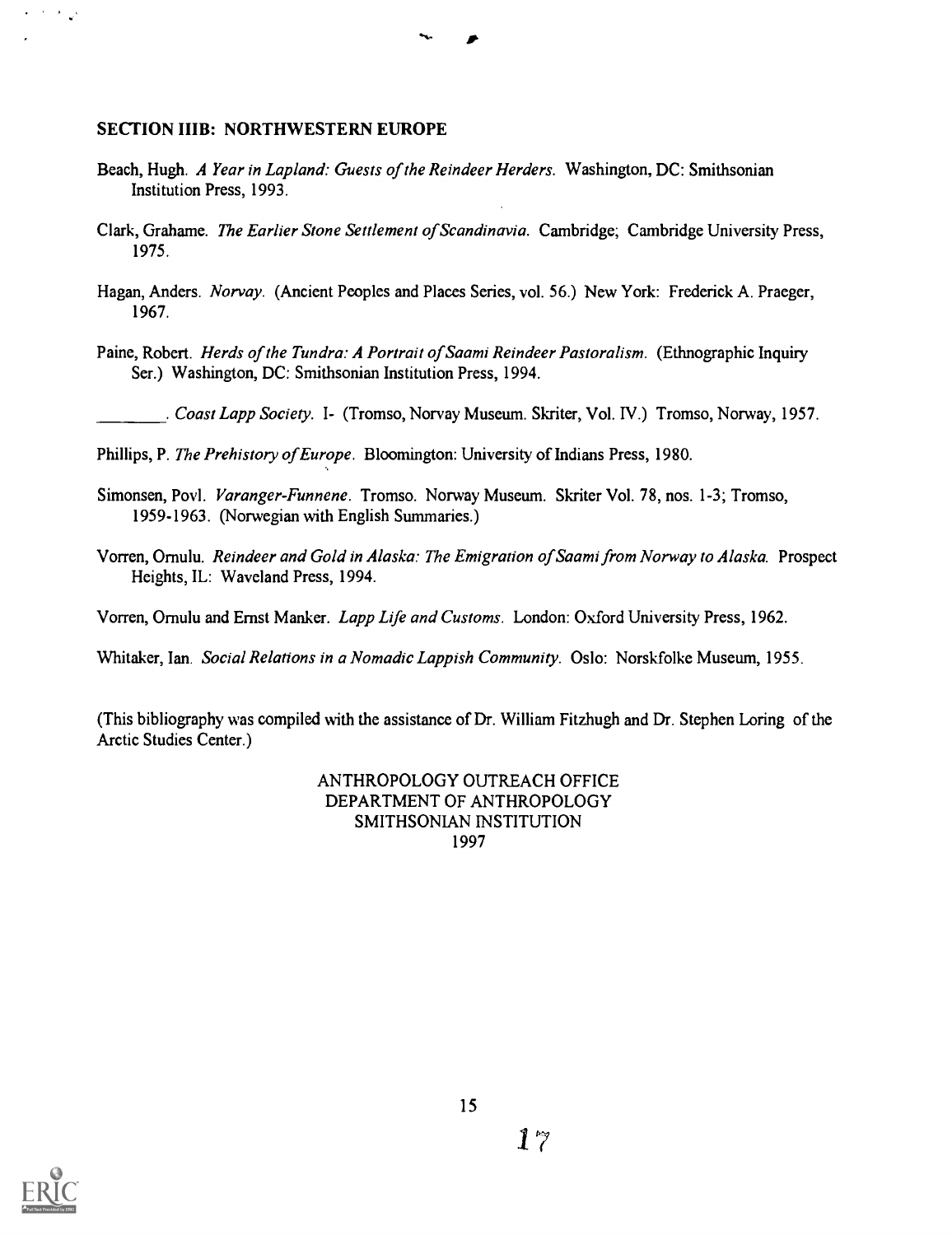## SECTION IIIB: NORTHWESTERN EUROPE

Beach, Hugh. *A Year in Lapland: Guests of the Reindeer Herders.* Washington, DC: Smithsonian Institution Press, 1993.

Clark, Grahame. *The Earlier Stone Settlement of Scandinavia.* Cambridge; Cambridge University Press, 1975.

Hagan, Anders. *Norvay.* (Ancient Peoples and Places Series, vol. 56.) New York: Frederick A. Praeger, 1967.

Paine, Robert. *Herds of the Tundra: A Portrait of Saami Reindeer Pastoralism.* (Ethnographic Inquiry Ser.) Washington, DC: Smithsonian Institution Press, 1994.

________. *Coast Lapp Society.* I- (Tromso, Norvay Museum. Skriter, Vol. IV.) Tromso, Norway, 1957.

Phillips, P. *The Prehistory of Europe.* Bloomington: University of Indians Press, 1980.

Simonsen, Povl. *Varanger-Funnene.* Tromso. Norway Museum. Skriter Vol. 78, nos. 1-3; Tromso, 1959-1963. (Norwegian with English Summaries.)

Vorren, Ornulu. *Reindeer and Gold in Alaska: The Emigration of Saami from Norway to Alaska.* Prospect Heights, IL: Waveland Press, 1994.

Vorren, Ornulu and Ernst Manker. *Lapp Life and Customs.* London: Oxford University Press, 1962.

Whitaker, Ian. *Social Relations in a Nomadic Lappish Community.* Oslo: Norskfolke Museum, 1955.

(This bibliography was compiled with the assistance of Dr. William Fitzhugh and Dr. Stephen Loring of the Arctic Studies Center.)

ANTHROPOLOGY OUTREACH OFFICE
DEPARTMENT OF ANTHROPOLOGY
SMITHSONIAN INSTITUTION
1997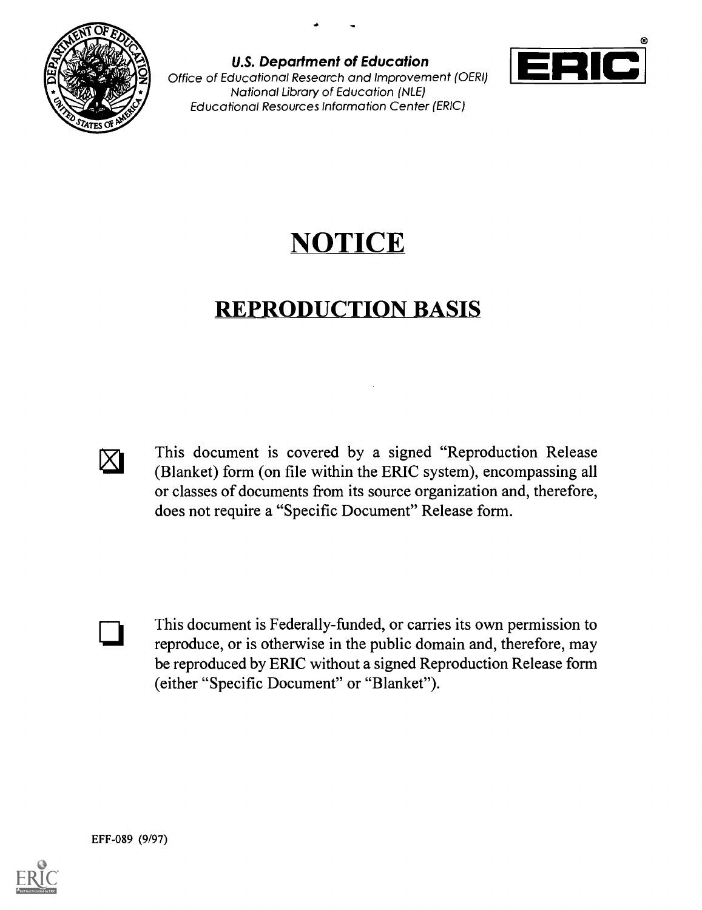**U.S. Department of Education**
*Office of Educational Research and Improvement (OERI)*
*National Library of Education (NLE)*
*Educational Resources Information Center (ERIC)*

ERIC®

# NOTICE

## REPRODUCTION BASIS

☒ This document is covered by a signed "Reproduction Release (Blanket) form (on file within the ERIC system), encompassing all or classes of documents from its source organization and, therefore, does not require a "Specific Document" Release form.

☐ This document is Federally-funded, or carries its own permission to reproduce, or is otherwise in the public domain and, therefore, may be reproduced by ERIC without a signed Reproduction Release form (either "Specific Document" or "Blanket").

EFF-089 (9/97)